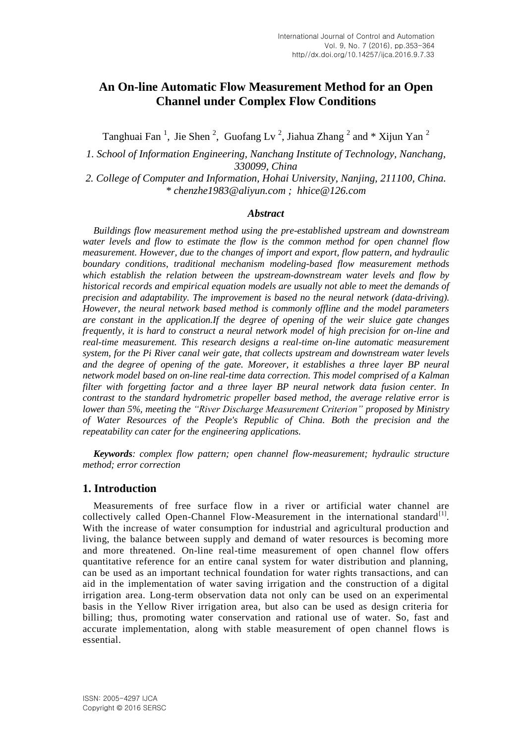# An On-line Automatic Flow Measurement Method for an Open Channel under Complex Flow Conditions

Tanghuai Fan [1], Jie Shen [2], Guofang Lv [2], Jiahua Zhang [2] and * Xijun Yan [2]

*1. School of Information Engineering, Nanchang Institute of Technology, Nanchang, 330099, China*

*2. College of Computer and Information, Hohai University, Nanjing, 211100, China.*

*\* chenzhe1983@aliyun.com ; hhice@126.com*

### *Abstract*

*Buildings flow measurement method using the pre-established upstream and downstream water levels and flow to estimate the flow is the common method for open channel flow measurement. However, due to the changes of import and export, flow pattern, and hydraulic boundary conditions, traditional mechanism modeling-based flow measurement methods which establish the relation between the upstream-downstream water levels and flow by historical records and empirical equation models are usually not able to meet the demands of precision and adaptability. The improvement is based no the neural network (data-driving). However, the neural network based method is commonly offline and the model parameters are constant in the application.If the degree of opening of the weir sluice gate changes frequently, it is hard to construct a neural network model of high precision for on-line and real-time measurement. This research designs a real-time on-line automatic measurement system, for the Pi River canal weir gate, that collects upstream and downstream water levels and the degree of opening of the gate. Moreover, it establishes a three layer BP neural network model based on on-line real-time data correction. This model comprised of a Kalman filter with forgetting factor and a three layer BP neural network data fusion center. In contrast to the standard hydrometric propeller based method, the average relative error is lower than 5%, meeting the "River Discharge Measurement Criterion" proposed by Ministry of Water Resources of the People's Republic of China. Both the precision and the repeatability can cater for the engineering applications.*

***Keywords**: complex flow pattern; open channel flow-measurement; hydraulic structure method; error correction*

## 1. Introduction

Measurements of free surface flow in a river or artificial water channel are collectively called Open-Channel Flow-Measurement in the international standard[1]. With the increase of water consumption for industrial and agricultural production and living, the balance between supply and demand of water resources is becoming more and more threatened. On-line real-time measurement of open channel flow offers quantitative reference for an entire canal system for water distribution and planning, can be used as an important technical foundation for water rights transactions, and can aid in the implementation of water saving irrigation and the construction of a digital irrigation area. Long-term observation data not only can be used on an experimental basis in the Yellow River irrigation area, but also can be used as design criteria for billing; thus, promoting water conservation and rational use of water. So, fast and accurate implementation, along with stable measurement of open channel flows is essential.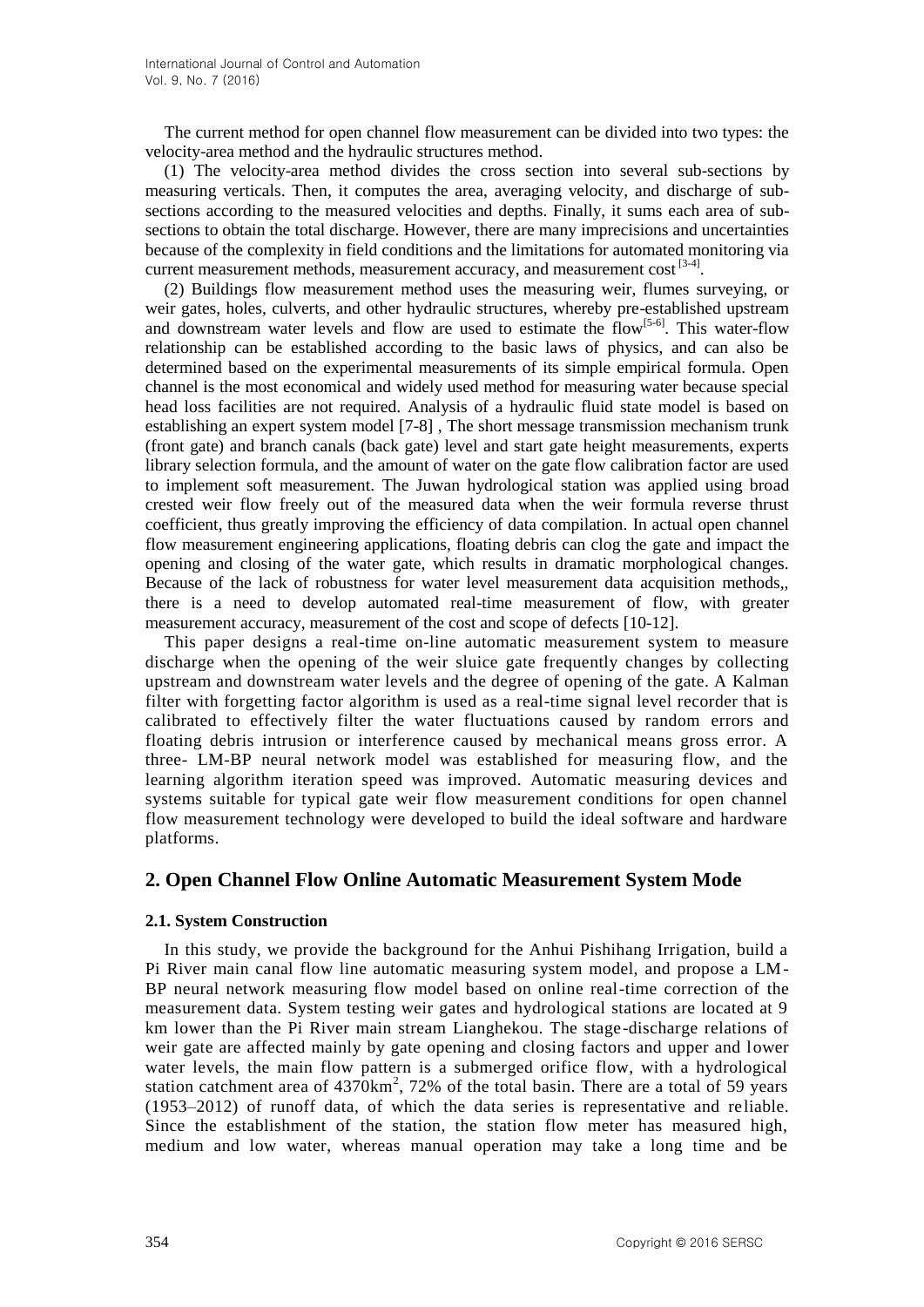The current method for open channel flow measurement can be divided into two types: the velocity-area method and the hydraulic structures method.

(1) The velocity-area method divides the cross section into several sub-sections by measuring verticals. Then, it computes the area, averaging velocity, and discharge of sub-sections according to the measured velocities and depths. Finally, it sums each area of sub-sections to obtain the total discharge. However, there are many imprecisions and uncertainties because of the complexity in field conditions and the limitations for automated monitoring via current measurement methods, measurement accuracy, and measurement cost [3-4].

(2) Buildings flow measurement method uses the measuring weir, flumes surveying, or weir gates, holes, culverts, and other hydraulic structures, whereby pre-established upstream and downstream water levels and flow are used to estimate the flow[5-6]. This water-flow relationship can be established according to the basic laws of physics, and can also be determined based on the experimental measurements of its simple empirical formula. Open channel is the most economical and widely used method for measuring water because special head loss facilities are not required. Analysis of a hydraulic fluid state model is based on establishing an expert system model [7-8] , The short message transmission mechanism trunk (front gate) and branch canals (back gate) level and start gate height measurements, experts library selection formula, and the amount of water on the gate flow calibration factor are used to implement soft measurement. The Juwan hydrological station was applied using broad crested weir flow freely out of the measured data when the weir formula reverse thrust coefficient, thus greatly improving the efficiency of data compilation. In actual open channel flow measurement engineering applications, floating debris can clog the gate and impact the opening and closing of the water gate, which results in dramatic morphological changes. Because of the lack of robustness for water level measurement data acquisition methods,, there is a need to develop automated real-time measurement of flow, with greater measurement accuracy, measurement of the cost and scope of defects [10-12].

This paper designs a real-time on-line automatic measurement system to measure discharge when the opening of the weir sluice gate frequently changes by collecting upstream and downstream water levels and the degree of opening of the gate. A Kalman filter with forgetting factor algorithm is used as a real-time signal level recorder that is calibrated to effectively filter the water fluctuations caused by random errors and floating debris intrusion or interference caused by mechanical means gross error. A three- LM-BP neural network model was established for measuring flow, and the learning algorithm iteration speed was improved. Automatic measuring devices and systems suitable for typical gate weir flow measurement conditions for open channel flow measurement technology were developed to build the ideal software and hardware platforms.

## 2. Open Channel Flow Online Automatic Measurement System Mode

### 2.1. System Construction

In this study, we provide the background for the Anhui Pishihang Irrigation, build a Pi River main canal flow line automatic measuring system model, and propose a LM-BP neural network measuring flow model based on online real-time correction of the measurement data. System testing weir gates and hydrological stations are located at 9 km lower than the Pi River main stream Lianghekou. The stage-discharge relations of weir gate are affected mainly by gate opening and closing factors and upper and lower water levels, the main flow pattern is a submerged orifice flow, with a hydrological station catchment area of 4370km$^2$, 72% of the total basin. There are a total of 59 years (1953–2012) of runoff data, of which the data series is representative and reliable. Since the establishment of the station, the station flow meter has measured high, medium and low water, whereas manual operation may take a long time and be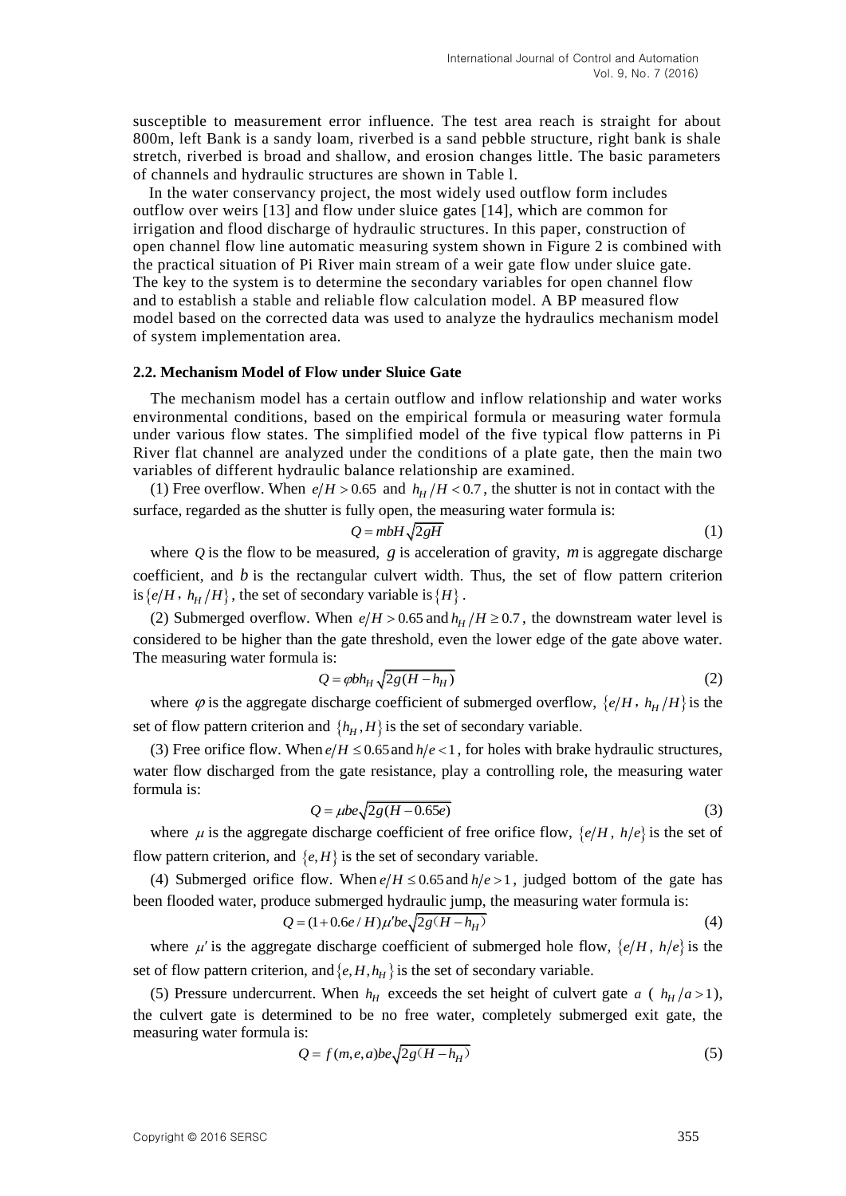susceptible to measurement error influence. The test area reach is straight for about 800m, left Bank is a sandy loam, riverbed is a sand pebble structure, right bank is shale stretch, riverbed is broad and shallow, and erosion changes little. The basic parameters of channels and hydraulic structures are shown in Table l.

In the water conservancy project, the most widely used outflow form includes outflow over weirs [13] and flow under sluice gates [14], which are common for irrigation and flood discharge of hydraulic structures. In this paper, construction of open channel flow line automatic measuring system shown in Figure 2 is combined with the practical situation of Pi River main stream of a weir gate flow under sluice gate. The key to the system is to determine the secondary variables for open channel flow and to establish a stable and reliable flow calculation model. A BP measured flow model based on the corrected data was used to analyze the hydraulics mechanism model of system implementation area.

### 2.2. Mechanism Model of Flow under Sluice Gate

The mechanism model has a certain outflow and inflow relationship and water works environmental conditions, based on the empirical formula or measuring water formula under various flow states. The simplified model of the five typical flow patterns in Pi River flat channel are analyzed under the conditions of a plate gate, then the main two variables of different hydraulic balance relationship are examined.

(1) Free overflow. When $e/H > 0.65$ and $h_H/H < 0.7$, the shutter is not in contact with the surface, regarded as the shutter is fully open, the measuring water formula is:

$$Q = mbH\sqrt{2gH} \tag{1}$$

where $Q$ is the flow to be measured, $g$ is acceleration of gravity, $m$ is aggregate discharge coefficient, and $b$ is the rectangular culvert width. Thus, the set of flow pattern criterion is $\{e/H, h_H/H\}$, the set of secondary variable is $\{H\}$.

(2) Submerged overflow. When $e/H > 0.65$ and $h_H/H \geq 0.7$, the downstream water level is considered to be higher than the gate threshold, even the lower edge of the gate above water. The measuring water formula is:

$$Q = \varphi bh_H\sqrt{2g(H - h_H)} \tag{2}$$

where $\varphi$ is the aggregate discharge coefficient of submerged overflow, $\{e/H, h_H/H\}$ is the set of flow pattern criterion and $\{h_H, H\}$ is the set of secondary variable.

(3) Free orifice flow. When $e/H \leq 0.65$ and $h/e < 1$, for holes with brake hydraulic structures, water flow discharged from the gate resistance, play a controlling role, the measuring water formula is:

$$Q = \mu be\sqrt{2g(H - 0.65e)} \tag{3}$$

where $\mu$ is the aggregate discharge coefficient of free orifice flow, $\{e/H, h/e\}$ is the set of flow pattern criterion, and $\{e, H\}$ is the set of secondary variable.

(4) Submerged orifice flow. When $e/H \leq 0.65$ and $h/e > 1$, judged bottom of the gate has been flooded water, produce submerged hydraulic jump, the measuring water formula is:

$$Q = (1 + 0.6e/H)\mu' be\sqrt{2g(H - h_H)} \tag{4}$$

where $\mu'$ is the aggregate discharge coefficient of submerged hole flow, $\{e/H, h/e\}$ is the set of flow pattern criterion, and $\{e, H, h_H\}$ is the set of secondary variable.

(5) Pressure undercurrent. When $h_H$ exceeds the set height of culvert gate $a$ ( $h_H/a > 1$), the culvert gate is determined to be no free water, completely submerged exit gate, the measuring water formula is:

$$Q = f(m, e, a)be\sqrt{2g(H - h_H)} \tag{5}$$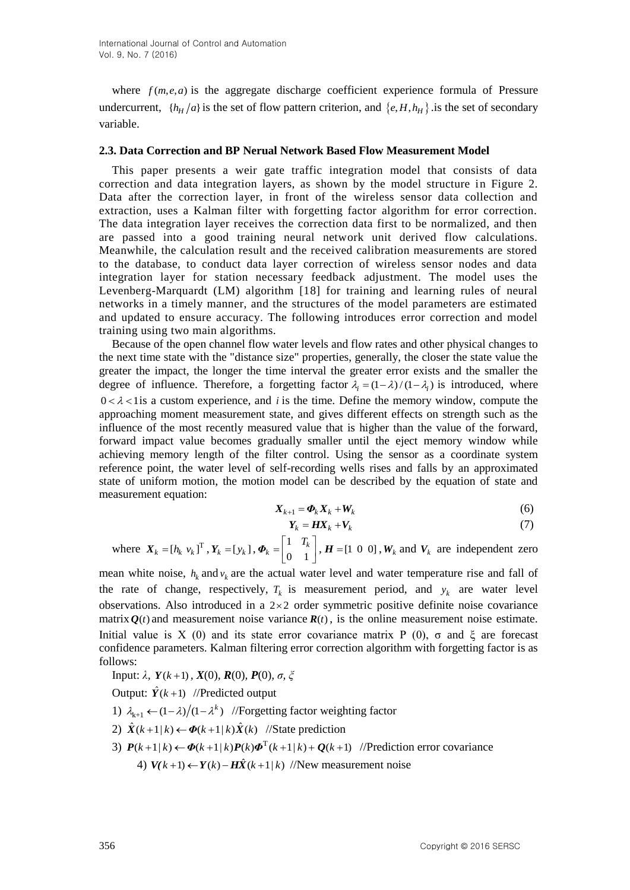where $f(m,e,a)$ is the aggregate discharge coefficient experience formula of Pressure undercurrent, $\{h_H/a\}$ is the set of flow pattern criterion, and $\{e,H,h_H\}$ .is the set of secondary variable.

### 2.3. Data Correction and BP Nerual Network Based Flow Measurement Model

This paper presents a weir gate traffic integration model that consists of data correction and data integration layers, as shown by the model structure in Figure 2. Data after the correction layer, in front of the wireless sensor data collection and extraction, uses a Kalman filter with forgetting factor algorithm for error correction. The data integration layer receives the correction data first to be normalized, and then are passed into a good training neural network unit derived flow calculations. Meanwhile, the calculation result and the received calibration measurements are stored to the database, to conduct data layer correction of wireless sensor nodes and data integration layer for station necessary feedback adjustment. The model uses the Levenberg-Marquardt (LM) algorithm [18] for training and learning rules of neural networks in a timely manner, and the structures of the model parameters are estimated and updated to ensure accuracy. The following introduces error correction and model training using two main algorithms.

Because of the open channel flow water levels and flow rates and other physical changes to the next time state with the "distance size" properties, generally, the closer the state value the greater the impact, the longer the time interval the greater error exists and the smaller the degree of influence. Therefore, a forgetting factor $\lambda_i = (1-\lambda)/(1-\lambda_i)$ is introduced, where $0<\lambda<1$is a custom experience, and $i$ is the time. Define the memory window, compute the approaching moment measurement state, and gives different effects on strength such as the influence of the most recently measured value that is higher than the value of the forward, forward impact value becomes gradually smaller until the eject memory window while achieving memory length of the filter control. Using the sensor as a coordinate system reference point, the water level of self-recording wells rises and falls by an approximated state of uniform motion, the motion model can be described by the equation of state and measurement equation:

$$\boldsymbol{X}_{k+1} = \boldsymbol{\Phi}_k \boldsymbol{X}_k + \boldsymbol{W}_k \tag{6}$$

$$\boldsymbol{Y}_k = \boldsymbol{H}\boldsymbol{X}_k + \boldsymbol{V}_k \tag{7}$$

where $\boldsymbol{X}_k = [h_k \ v_k]^{\mathrm{T}}$, $\boldsymbol{Y}_k = [y_k]$, $\boldsymbol{\Phi}_k = \begin{bmatrix} 1 & T_k \\ 0 & 1 \end{bmatrix}$, $\boldsymbol{H} = [1 \ 0 \ 0]$, $\boldsymbol{W}_k$ and $\boldsymbol{V}_k$ are independent zero mean white noise, $h_k$ and $v_k$ are the actual water level and water temperature rise and fall of the rate of change, respectively, $T_k$ is measurement period, and $y_k$ are water level observations. Also introduced in a $2\times 2$ order symmetric positive definite noise covariance matrix $\boldsymbol{Q}(t)$ and measurement noise variance $\boldsymbol{R}(t)$, is the online measurement noise estimate. Initial value is X (0) and its state error covariance matrix P (0), σ and ξ are forecast confidence parameters. Kalman filtering error correction algorithm with forgetting factor is as follows:

Input: $\lambda$, $\boldsymbol{Y}(k+1)$, $\boldsymbol{X}(0)$, $\boldsymbol{R}(0)$, $\boldsymbol{P}(0)$, $\sigma$, $\xi$

Output: $\hat{\boldsymbol{Y}}(k+1)$ //Predicted output

1) $\lambda_{k+1} \leftarrow (1-\lambda)/(1-\lambda^k)$ //Forgetting factor weighting factor

2) $\hat{\boldsymbol{X}}(k+1|k) \leftarrow \boldsymbol{\Phi}(k+1|k)\hat{\boldsymbol{X}}(k)$ //State prediction

3) $\boldsymbol{P}(k+1|k) \leftarrow \boldsymbol{\Phi}(k+1|k)\boldsymbol{P}(k)\boldsymbol{\Phi}^{\mathrm{T}}(k+1|k) + \boldsymbol{Q}(k+1)$ //Prediction error covariance

4) $\boldsymbol{V}(k+1) \leftarrow \boldsymbol{Y}(k) - \boldsymbol{H}\hat{\boldsymbol{X}}(k+1|k)$ //New measurement noise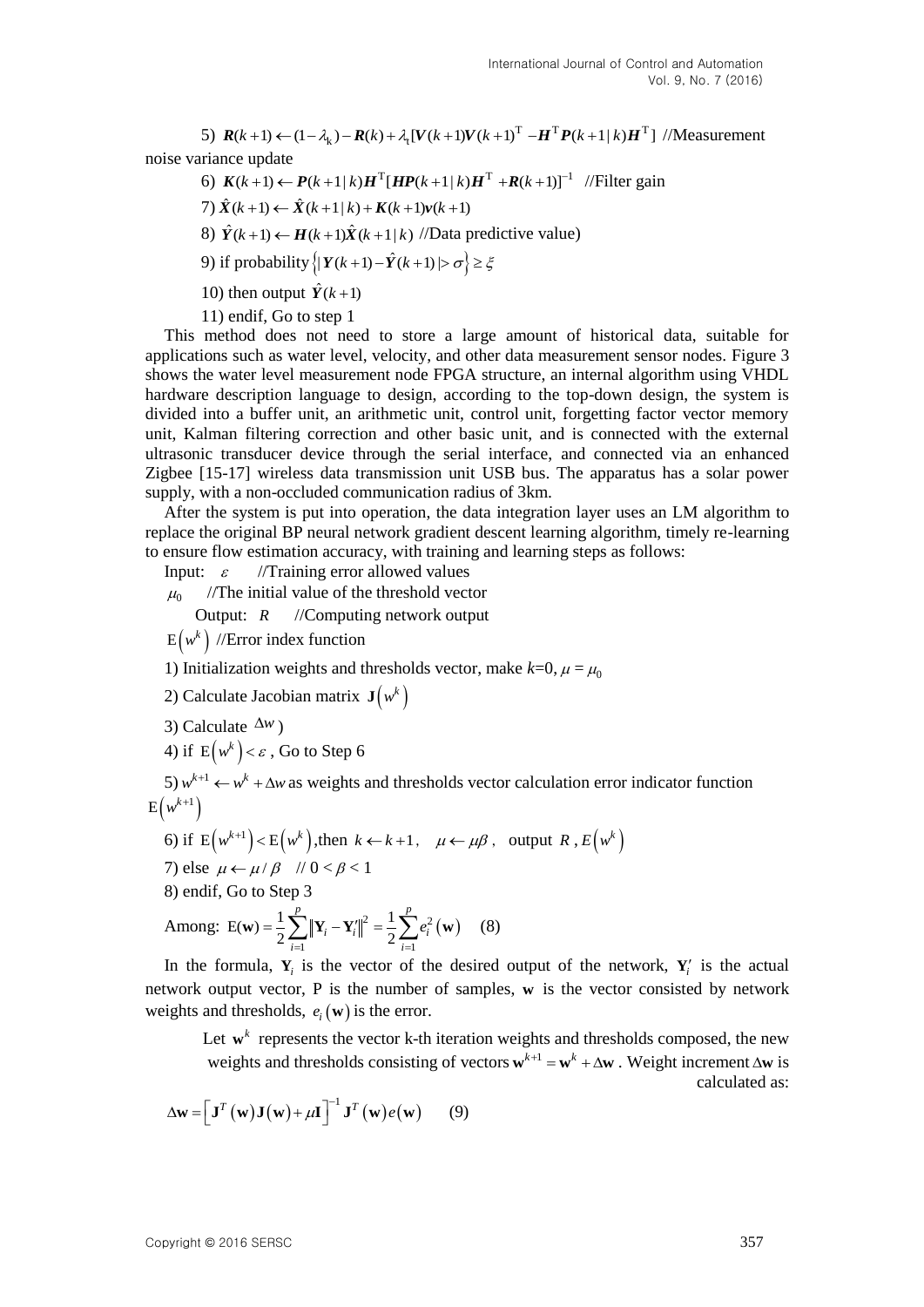5) $\boldsymbol{R}(k+1) \leftarrow (1-\lambda_k) - \boldsymbol{R}(k) + \lambda_t[\boldsymbol{V}(k+1)\boldsymbol{V}(k+1)^{\mathrm{T}} - \boldsymbol{H}^{\mathrm{T}}\boldsymbol{P}(k+1|k)\boldsymbol{H}^{\mathrm{T}}]$ //Measurement noise variance update

6) $\boldsymbol{K}(k+1) \leftarrow \boldsymbol{P}(k+1|k)\boldsymbol{H}^{\mathrm{T}}[\boldsymbol{H}\boldsymbol{P}(k+1|k)\boldsymbol{H}^{\mathrm{T}} + \boldsymbol{R}(k+1)]^{-1}$ //Filter gain

7) $\hat{\boldsymbol{X}}(k+1) \leftarrow \hat{\boldsymbol{X}}(k+1|k) + \boldsymbol{K}(k+1)\boldsymbol{v}(k+1)$

8) $\hat{\boldsymbol{Y}}(k+1) \leftarrow \boldsymbol{H}(k+1)\hat{\boldsymbol{X}}(k+1|k)$ //Data predictive value)

9) if probability $\{|\boldsymbol{Y}(k+1) - \hat{\boldsymbol{Y}}(k+1)| > \sigma\} \geq \xi$

10) then output $\hat{\boldsymbol{Y}}(k+1)$

11) endif, Go to step 1

This method does not need to store a large amount of historical data, suitable for applications such as water level, velocity, and other data measurement sensor nodes. Figure 3 shows the water level measurement node FPGA structure, an internal algorithm using VHDL hardware description language to design, according to the top-down design, the system is divided into a buffer unit, an arithmetic unit, control unit, forgetting factor vector memory unit, Kalman filtering correction and other basic unit, and is connected with the external ultrasonic transducer device through the serial interface, and connected via an enhanced Zigbee [15-17] wireless data transmission unit USB bus. The apparatus has a solar power supply, with a non-occluded communication radius of 3km.

After the system is put into operation, the data integration layer uses an LM algorithm to replace the original BP neural network gradient descent learning algorithm, timely re-learning to ensure flow estimation accuracy, with training and learning steps as follows:

Input: $\varepsilon$ //Training error allowed values

$\mu_0$ //The initial value of the threshold vector

Output: $R$ //Computing network output

$\mathrm{E}(w^k)$ //Error index function

1) Initialization weights and thresholds vector, make $k$=0, $\mu = \mu_0$

2) Calculate Jacobian matrix $\mathbf{J}(w^k)$

3) Calculate $\Delta w$ )

4) if $\mathrm{E}(w^k) < \varepsilon$ , Go to Step 6

5) $w^{k+1} \leftarrow w^k + \Delta w$ as weights and thresholds vector calculation error indicator function $\mathrm{E}(w^{k+1})$

6) if $\mathrm{E}(w^{k+1}) < \mathrm{E}(w^k)$,then $k \leftarrow k+1$, $\mu \leftarrow \mu\beta$, output $R$ , $E(w^k)$

7) else $\mu \leftarrow \mu / \beta$ // $0 < \beta < 1$

8) endif, Go to Step 3

Among: $$\mathrm{E}(\mathbf{w}) = \frac{1}{2}\sum_{i=1}^{p}\|\mathbf{Y}_i - \mathbf{Y}_i'\|^2 = \frac{1}{2}\sum_{i=1}^{p}e_i^2(\mathbf{w}) \quad (8)$$

In the formula, $\mathbf{Y}_i$ is the vector of the desired output of the network, $\mathbf{Y}_i'$ is the actual network output vector, P is the number of samples, $\mathbf{w}$ is the vector consisted by network weights and thresholds, $e_i(\mathbf{w})$ is the error.

Let $\mathbf{w}^k$ represents the vector k-th iteration weights and thresholds composed, the new weights and thresholds consisting of vectors $\mathbf{w}^{k+1} = \mathbf{w}^k + \Delta\mathbf{w}$ . Weight increment $\Delta\mathbf{w}$ is calculated as:

$$\Delta\mathbf{w} = \left[\mathbf{J}^T(\mathbf{w})\mathbf{J}(\mathbf{w}) + \mu\mathbf{I}\right]^{-1}\mathbf{J}^T(\mathbf{w})e(\mathbf{w}) \quad (9)$$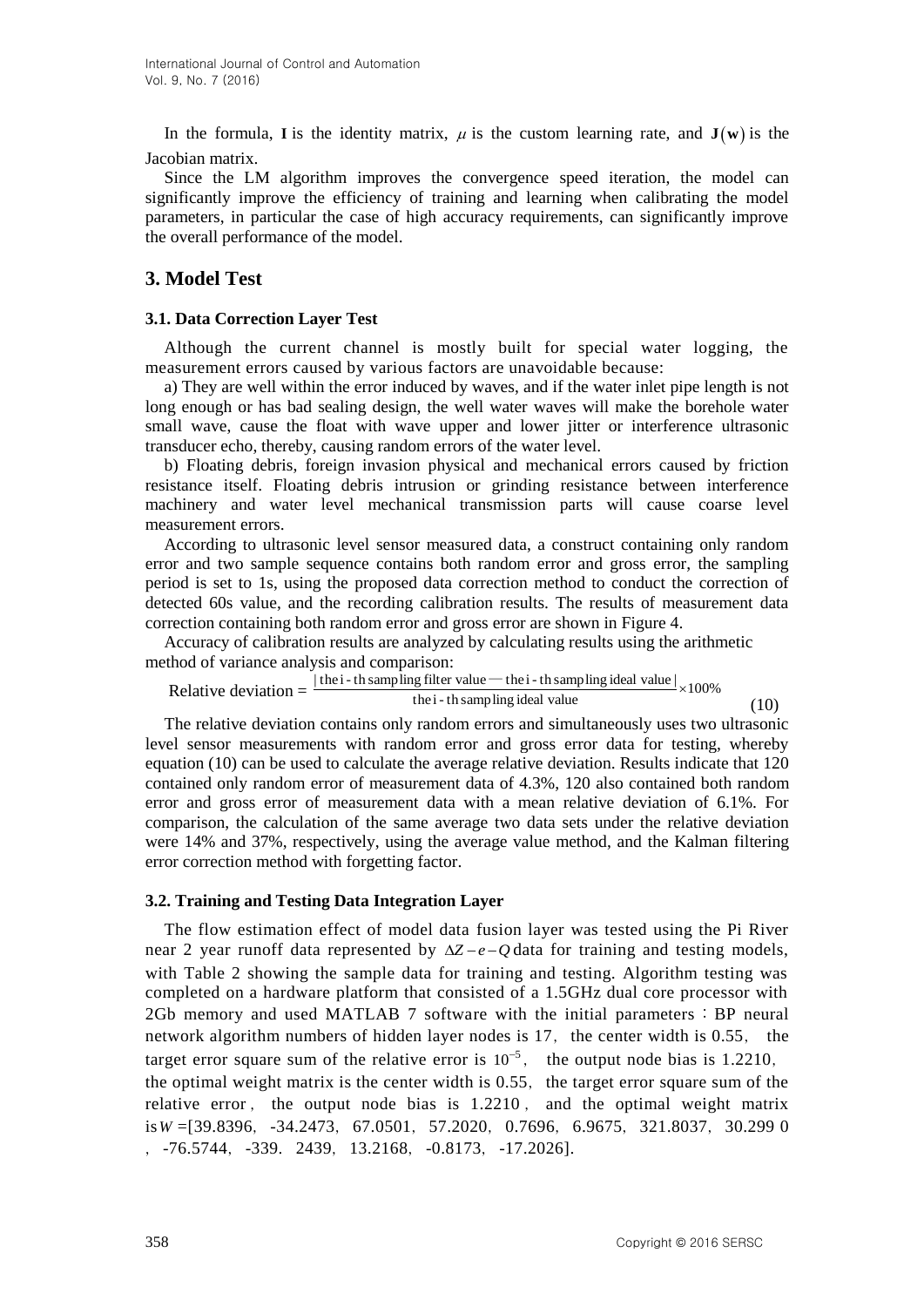In the formula, $\mathbf{I}$ is the identity matrix, $\mu$ is the custom learning rate, and $\mathbf{J}(\mathbf{w})$ is the Jacobian matrix.

Since the LM algorithm improves the convergence speed iteration, the model can significantly improve the efficiency of training and learning when calibrating the model parameters, in particular the case of high accuracy requirements, can significantly improve the overall performance of the model.

## 3. Model Test

### 3.1. Data Correction Layer Test

Although the current channel is mostly built for special water logging, the measurement errors caused by various factors are unavoidable because:

a) They are well within the error induced by waves, and if the water inlet pipe length is not long enough or has bad sealing design, the well water waves will make the borehole water small wave, cause the float with wave upper and lower jitter or interference ultrasonic transducer echo, thereby, causing random errors of the water level.

b) Floating debris, foreign invasion physical and mechanical errors caused by friction resistance itself. Floating debris intrusion or grinding resistance between interference machinery and water level mechanical transmission parts will cause coarse level measurement errors.

According to ultrasonic level sensor measured data, a construct containing only random error and two sample sequence contains both random error and gross error, the sampling period is set to 1s, using the proposed data correction method to conduct the correction of detected 60s value, and the recording calibration results. The results of measurement data correction containing both random error and gross error are shown in Figure 4.

Accuracy of calibration results are analyzed by calculating results using the arithmetic method of variance analysis and comparison:

$$\text{Relative deviation} = \frac{|\text{the i-th sampling filter value} - \text{the i-th sampling ideal value}|}{\text{the i-th sampling ideal value}} \times 100\% \tag{10}$$

The relative deviation contains only random errors and simultaneously uses two ultrasonic level sensor measurements with random error and gross error data for testing, whereby equation (10) can be used to calculate the average relative deviation. Results indicate that 120 contained only random error of measurement data of 4.3%, 120 also contained both random error and gross error of measurement data with a mean relative deviation of 6.1%. For comparison, the calculation of the same average two data sets under the relative deviation were 14% and 37%, respectively, using the average value method, and the Kalman filtering error correction method with forgetting factor.

### 3.2. Training and Testing Data Integration Layer

The flow estimation effect of model data fusion layer was tested using the Pi River near 2 year runoff data represented by $\Delta Z - e - Q$ data for training and testing models, with Table 2 showing the sample data for training and testing. Algorithm testing was completed on a hardware platform that consisted of a 1.5GHz dual core processor with 2Gb memory and used MATLAB 7 software with the initial parameters：BP neural network algorithm numbers of hidden layer nodes is 17, the center width is 0.55, the target error square sum of the relative error is $10^{-5}$, the output node bias is 1.2210, the optimal weight matrix is the center width is 0.55, the target error square sum of the relative error, the output node bias is 1.2210, and the optimal weight matrix is $W$ =[39.8396, -34.2473, 67.0501, 57.2020, 0.7696, 6.9675, 321.8037, 30.299 0 , -76.5744, -339. 2439, 13.2168, -0.8173, -17.2026].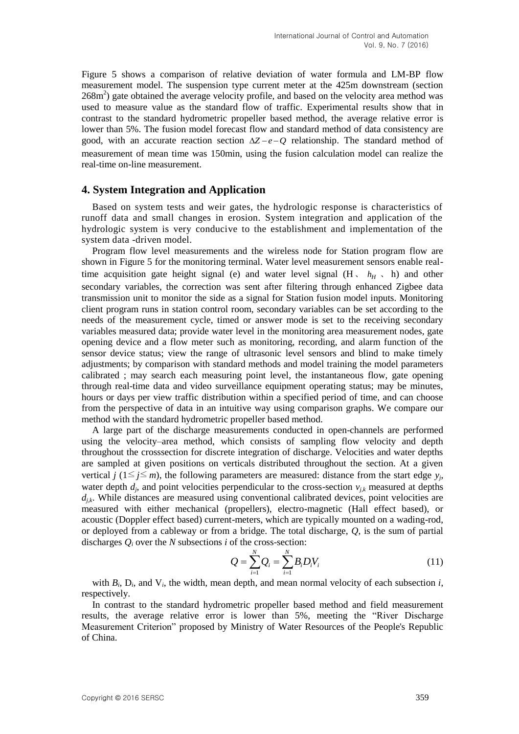Figure 5 shows a comparison of relative deviation of water formula and LM-BP flow measurement model. The suspension type current meter at the 425m downstream (section 268m$^2$) gate obtained the average velocity profile, and based on the velocity area method was used to measure value as the standard flow of traffic. Experimental results show that in contrast to the standard hydrometric propeller based method, the average relative error is lower than 5%. The fusion model forecast flow and standard method of data consistency are good, with an accurate reaction section $\Delta Z - e - Q$ relationship. The standard method of measurement of mean time was 150min, using the fusion calculation model can realize the real-time on-line measurement.

## 4. System Integration and Application

Based on system tests and weir gates, the hydrologic response is characteristics of runoff data and small changes in erosion. System integration and application of the hydrologic system is very conducive to the establishment and implementation of the system data -driven model.

Program flow level measurements and the wireless node for Station program flow are shown in Figure 5 for the monitoring terminal. Water level measurement sensors enable real-time acquisition gate height signal (e) and water level signal (H 、 $h_H$ 、 h) and other secondary variables, the correction was sent after filtering through enhanced Zigbee data transmission unit to monitor the side as a signal for Station fusion model inputs. Monitoring client program runs in station control room, secondary variables can be set according to the needs of the measurement cycle, timed or answer mode is set to the receiving secondary variables measured data; provide water level in the monitoring area measurement nodes, gate opening device and a flow meter such as monitoring, recording, and alarm function of the sensor device status; view the range of ultrasonic level sensors and blind to make timely adjustments; by comparison with standard methods and model training the model parameters calibrated ; may search each measuring point level, the instantaneous flow, gate opening through real-time data and video surveillance equipment operating status; may be minutes, hours or days per view traffic distribution within a specified period of time, and can choose from the perspective of data in an intuitive way using comparison graphs. We compare our method with the standard hydrometric propeller based method.

A large part of the discharge measurements conducted in open-channels are performed using the velocity–area method, which consists of sampling flow velocity and depth throughout the crosssection for discrete integration of discharge. Velocities and water depths are sampled at given positions on verticals distributed throughout the section. At a given vertical $j$ ($1 \leq j \leq m$), the following parameters are measured: distance from the start edge $y_j$, water depth $d_j$, and point velocities perpendicular to the cross-section $v_{j,k}$ measured at depths $d_{j,k}$. While distances are measured using conventional calibrated devices, point velocities are measured with either mechanical (propellers), electro-magnetic (Hall effect based), or acoustic (Doppler effect based) current-meters, which are typically mounted on a wading-rod, or deployed from a cableway or from a bridge. The total discharge, $Q$, is the sum of partial discharges $Q_i$ over the $N$ subsections $i$ of the cross-section:

$$Q = \sum_{i=1}^{N} Q_i = \sum_{i=1}^{N} B_i D_i V_i \tag{11}$$

with $B_i$, $D_i$, and $V_i$, the width, mean depth, and mean normal velocity of each subsection $i$, respectively.

In contrast to the standard hydrometric propeller based method and field measurement results, the average relative error is lower than 5%, meeting the "River Discharge Measurement Criterion" proposed by Ministry of Water Resources of the People's Republic of China.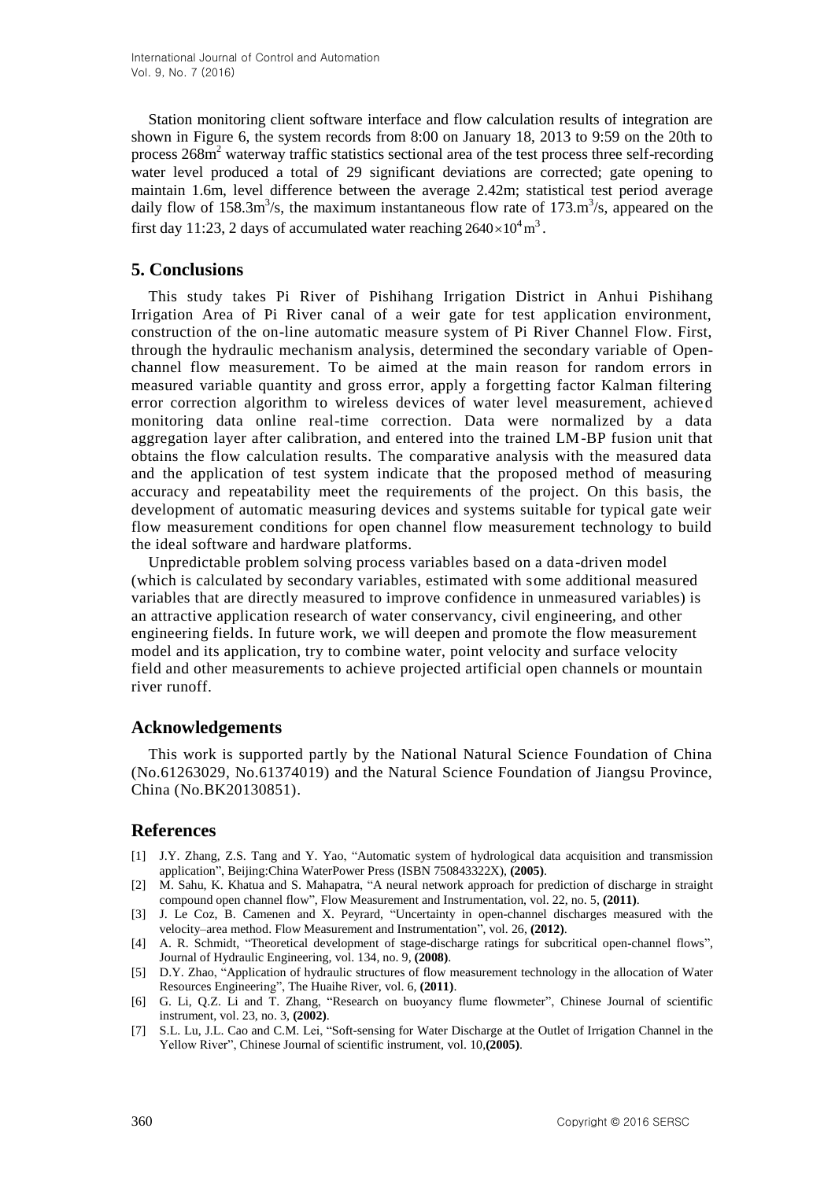Station monitoring client software interface and flow calculation results of integration are shown in Figure 6, the system records from 8:00 on January 18, 2013 to 9:59 on the 20th to process 268$m^2$ waterway traffic statistics sectional area of the test process three self-recording water level produced a total of 29 significant deviations are corrected; gate opening to maintain 1.6m, level difference between the average 2.42m; statistical test period average daily flow of 158.3$m^3$/s, the maximum instantaneous flow rate of 173.$m^3$/s, appeared on the first day 11:23, 2 days of accumulated water reaching $2640\times10^4 m^3$.

## 5. Conclusions

This study takes Pi River of Pishihang Irrigation District in Anhui Pishihang Irrigation Area of Pi River canal of a weir gate for test application environment, construction of the on-line automatic measure system of Pi River Channel Flow. First, through the hydraulic mechanism analysis, determined the secondary variable of Open-channel flow measurement. To be aimed at the main reason for random errors in measured variable quantity and gross error, apply a forgetting factor Kalman filtering error correction algorithm to wireless devices of water level measurement, achieved monitoring data online real-time correction. Data were normalized by a data aggregation layer after calibration, and entered into the trained LM-BP fusion unit that obtains the flow calculation results. The comparative analysis with the measured data and the application of test system indicate that the proposed method of measuring accuracy and repeatability meet the requirements of the project. On this basis, the development of automatic measuring devices and systems suitable for typical gate weir flow measurement conditions for open channel flow measurement technology to build the ideal software and hardware platforms.

Unpredictable problem solving process variables based on a data-driven model (which is calculated by secondary variables, estimated with some additional measured variables that are directly measured to improve confidence in unmeasured variables) is an attractive application research of water conservancy, civil engineering, and other engineering fields. In future work, we will deepen and promote the flow measurement model and its application, try to combine water, point velocity and surface velocity field and other measurements to achieve projected artificial open channels or mountain river runoff.

## Acknowledgements

This work is supported partly by the National Natural Science Foundation of China (No.61263029, No.61374019) and the Natural Science Foundation of Jiangsu Province, China (No.BK20130851).

## References

[1] J.Y. Zhang, Z.S. Tang and Y. Yao, "Automatic system of hydrological data acquisition and transmission application", Beijing:China WaterPower Press (ISBN 750843322X), **(2005)**.

[2] M. Sahu, K. Khatua and S. Mahapatra, "A neural network approach for prediction of discharge in straight compound open channel flow", Flow Measurement and Instrumentation, vol. 22, no. 5, **(2011)**.

[3] J. Le Coz, B. Camenen and X. Peyrard, "Uncertainty in open-channel discharges measured with the velocity–area method. Flow Measurement and Instrumentation", vol. 26, **(2012)**.

[4] A. R. Schmidt, "Theoretical development of stage-discharge ratings for subcritical open-channel flows", Journal of Hydraulic Engineering, vol. 134, no. 9, **(2008)**.

[5] D.Y. Zhao, "Application of hydraulic structures of flow measurement technology in the allocation of Water Resources Engineering", The Huaihe River, vol. 6, **(2011)**.

[6] G. Li, Q.Z. Li and T. Zhang, "Research on buoyancy flume flowmeter", Chinese Journal of scientific instrument, vol. 23, no. 3, **(2002)**.

[7] S.L. Lu, J.L. Cao and C.M. Lei, "Soft-sensing for Water Discharge at the Outlet of Irrigation Channel in the Yellow River", Chinese Journal of scientific instrument, vol. 10,**(2005)**.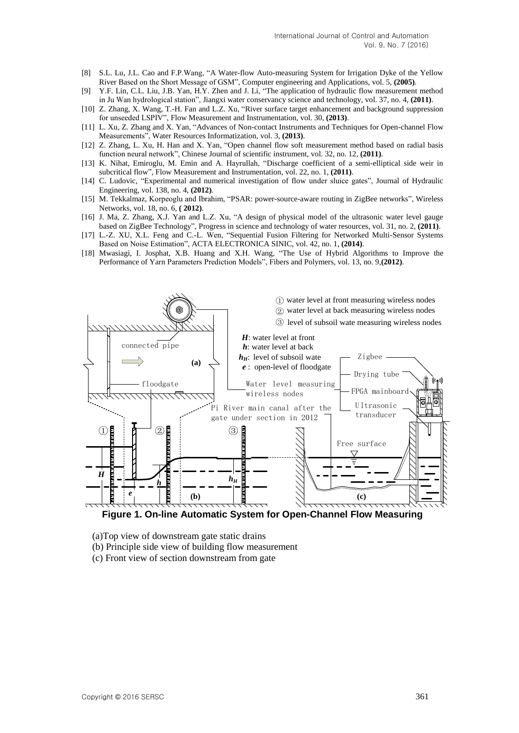[8] S.L. Lu, J.L. Cao and F.P.Wang, "A Water-flow Auto-measuring System for Irrigation Dyke of the Yellow River Based on the Short Message of GSM", Computer engineering and Applications, vol. 5, **(2005)**.

[9] Y.F. Lin, C.L. Liu, J.B. Yan, H.Y. Zhen and J. Li, "The application of hydraulic flow measurement method in Ju Wan hydrological station", Jiangxi water conservancy science and technology, vol. 37, no. 4, **(2011)**.

[10] Z. Zhang, X. Wang, T.-H. Fan and L.Z. Xu, "River surface target enhancement and background suppression for unseeded LSPIV", Flow Measurement and Instrumentation, vol. 30, **(2013)**.

[11] L. Xu, Z. Zhang and X. Yan, "Advances of Non-contact Instruments and Techniques for Open-channel Flow Measurements", Water Resources Informatization, vol. 3, **(2013)**.

[12] Z. Zhang, L. Xu, H. Han and X. Yan, "Open channel flow soft measurement method based on radial basis function neural network", Chinese Journal of scientific instrument, vol. 32, no. 12, **(2011)**.

[13] K. Nihat, Emiroglu, M. Emin and A. Hayrullah, "Discharge coefficient of a semi-elliptical side weir in subcritical flow", Flow Measurement and Instrumentation, vol. 22, no. 1, **(2011)**.

[14] C. Ludovic, "Experimental and numerical investigation of flow under sluice gates", Journal of Hydraulic Engineering, vol. 138, no. 4, **(2012)**.

[15] M. Tekkalmaz, Korpeoglu and Ibrahim, "PSAR: power-source-aware routing in ZigBee networks", Wireless Networks, vol. 18, no. 6, **( 2012)**.

[16] J. Ma, Z. Zhang, X.J. Yan and L.Z. Xu, "A design of physical model of the ultrasonic water level gauge based on ZigBee Technology", Progress in science and technology of water resources, vol. 31, no. 2, **(2011)**.

[17] L.-Z. XU, X.L. Feng and C.-L. Wen, "Sequential Fusion Filtering for Networked Multi-Sensor Systems Based on Noise Estimation", ACTA ELECTRONICA SINIC, vol. 42, no. 1, **(2014)**.

[18] Mwasiagi, I. Josphat, X.B. Huang and X.H. Wang, "The Use of Hybrid Algorithms to Improve the Performance of Yarn Parameters Prediction Models", Fibers and Polymers, vol. 13, no. 9,**(2012)**.

**Figure 1. On-line Automatic System for Open-Channel Flow Measuring**

(a)Top view of downstream gate static drains

(b) Principle side view of building flow measurement

(c) Front view of section downstream from gate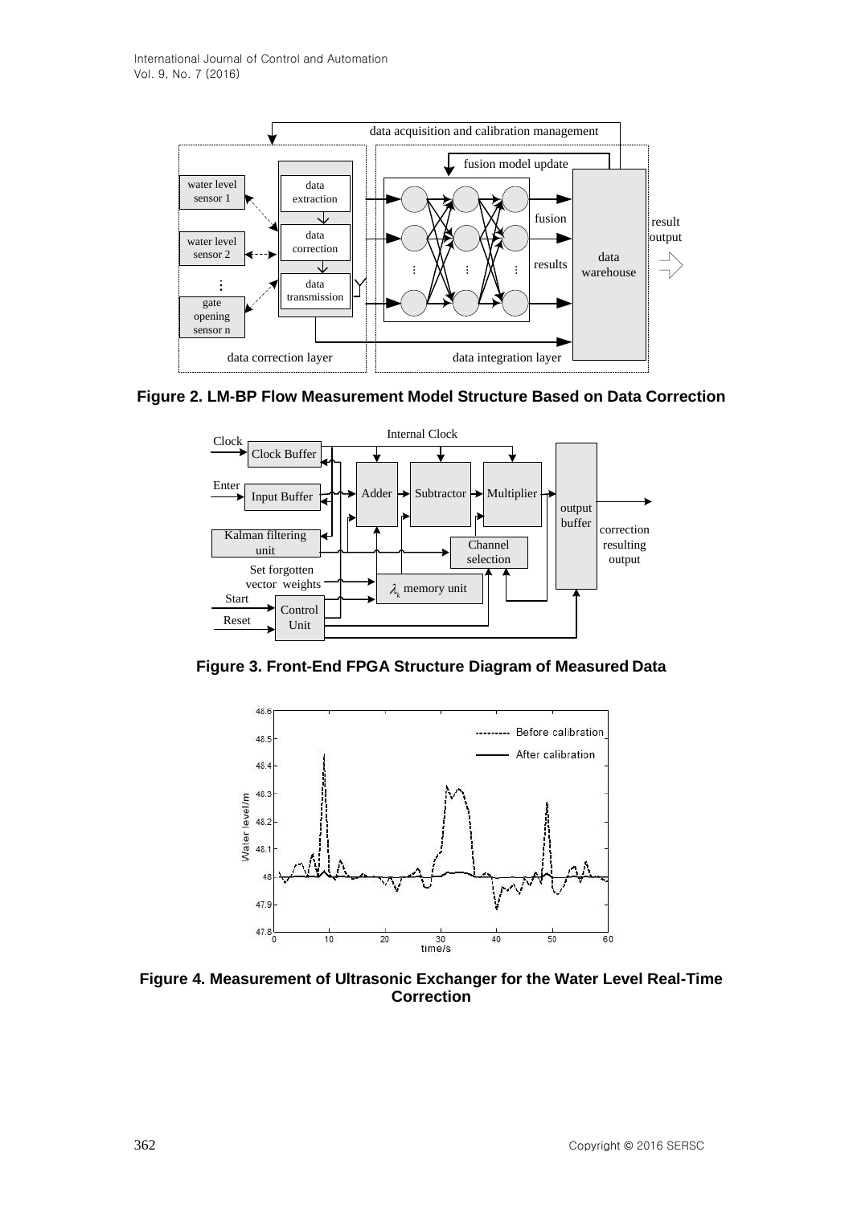**Figure 2. LM-BP Flow Measurement Model Structure Based on Data Correction**

**Figure 3. Front-End FPGA Structure Diagram of Measured Data**

**Figure 4. Measurement of Ultrasonic Exchanger for the Water Level Real-Time Correction**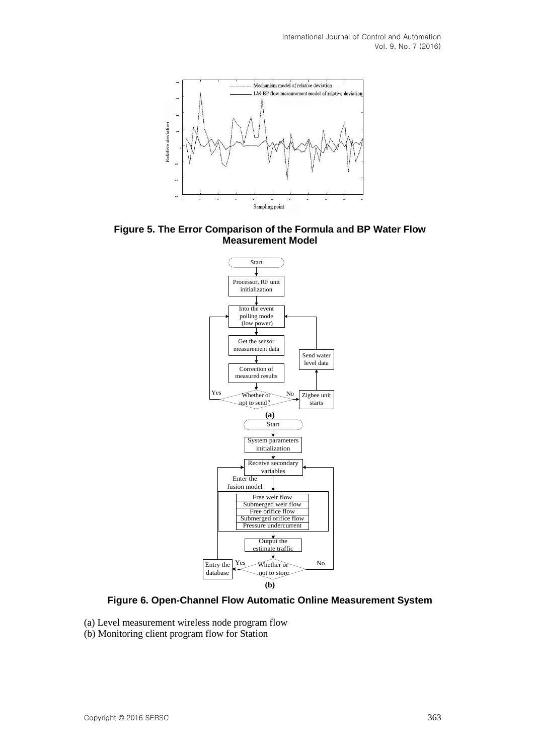**Figure 5. The Error Comparison of the Formula and BP Water Flow Measurement Model**

**Figure 6. Open-Channel Flow Automatic Online Measurement System**

(a) Level measurement wireless node program flow
(b) Monitoring client program flow for Station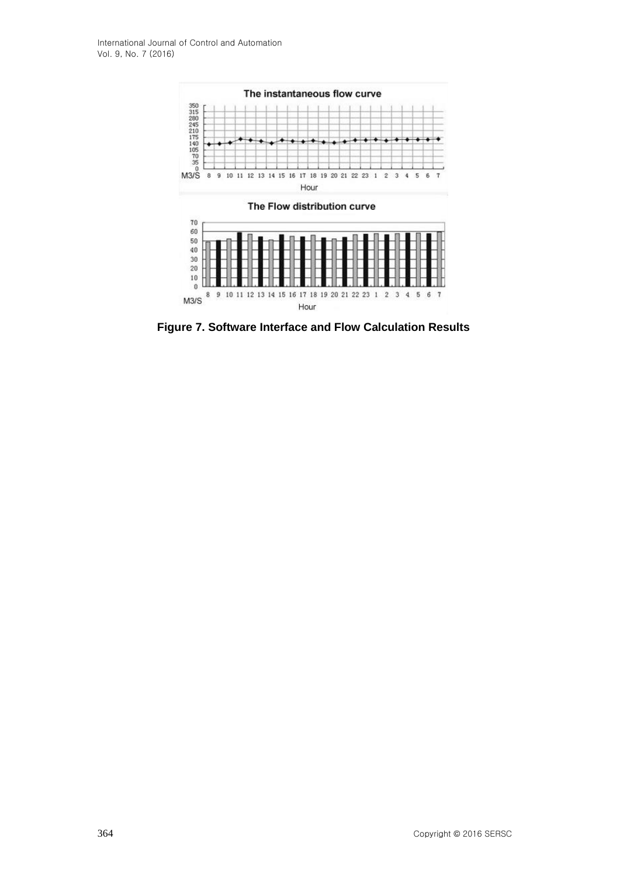The instantaneous flow curve

350
315
280
245
210
175
140
105
70
35
0
M3/S 8 9 10 11 12 13 14 15 16 17 18 19 20 21 22 23 1 2 3 4 5 6 7

Hour

The Flow distribution curve

70
60
50
40
30
20
10
0
M3/S 8 9 10 11 12 13 14 15 16 17 18 19 20 21 22 23 1 2 3 4 5 6 7

Hour

**Figure 7. Software Interface and Flow Calculation Results**